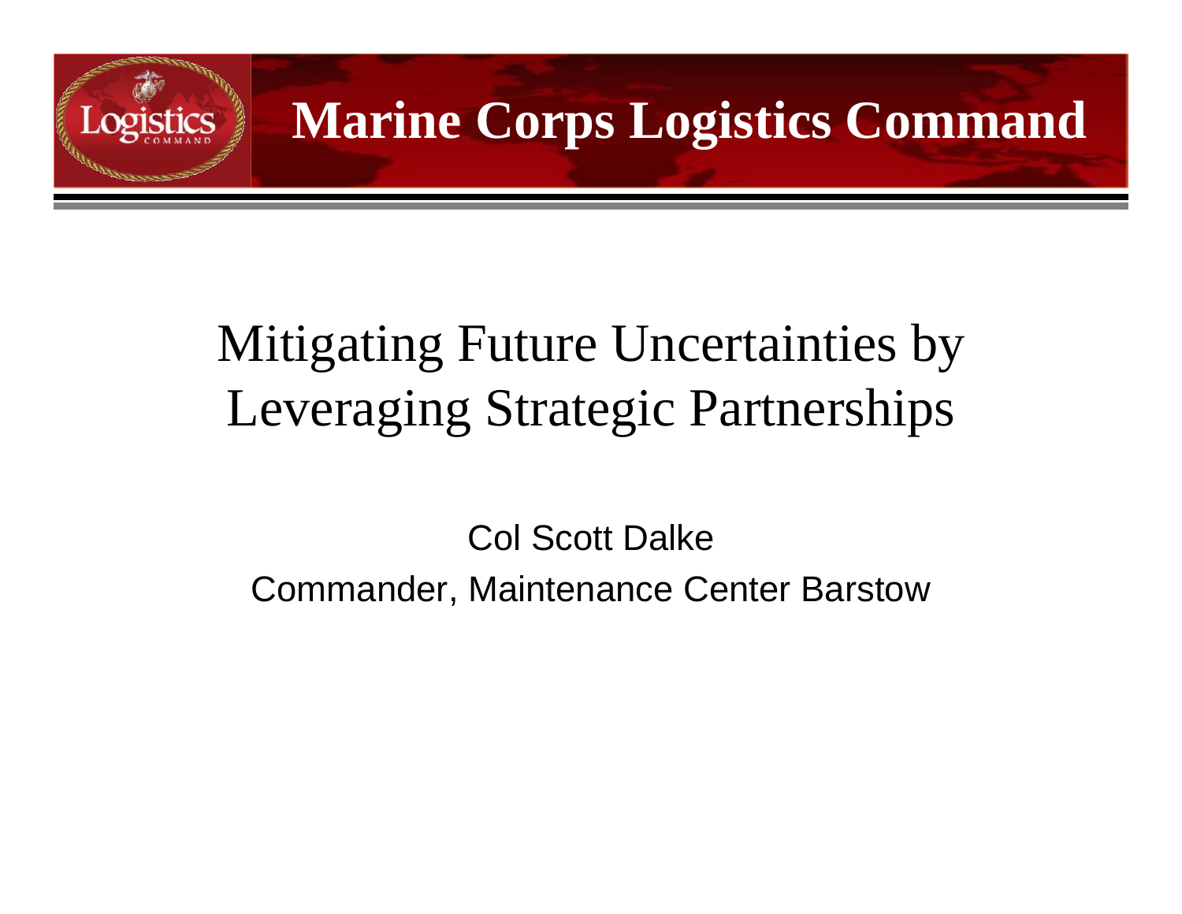Marine Corps Logistics Command

# Mitigating Future Uncertainties by Leveraging Strategic Partnerships

Col Scott Dalke

Commander, Maintenance Center Barstow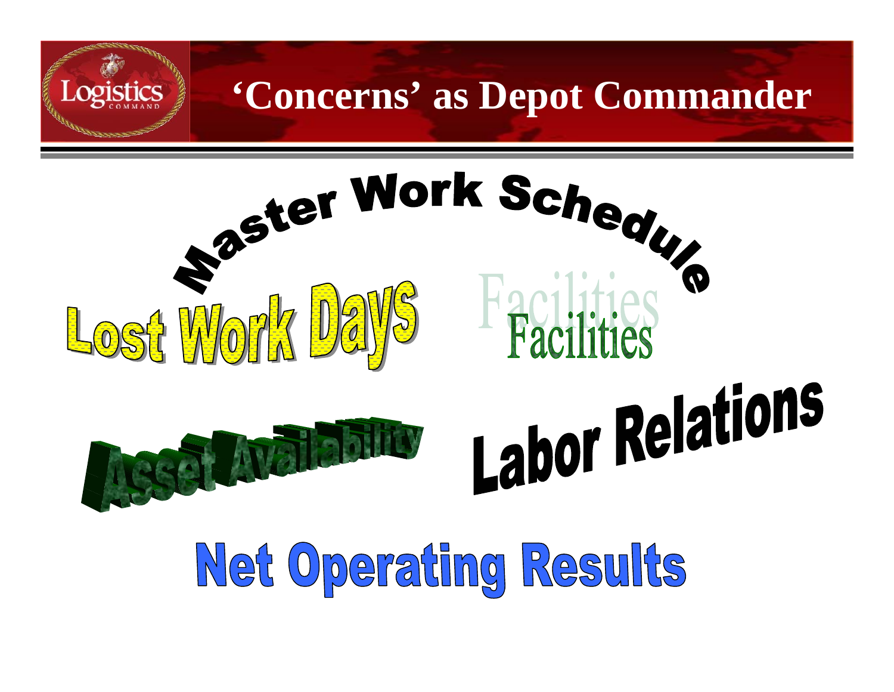# 'Concerns' as Depot Commander

Master Work Schedule

Lost Work Days

Facilities

Asset Availability

Labor Relations

Net Operating Results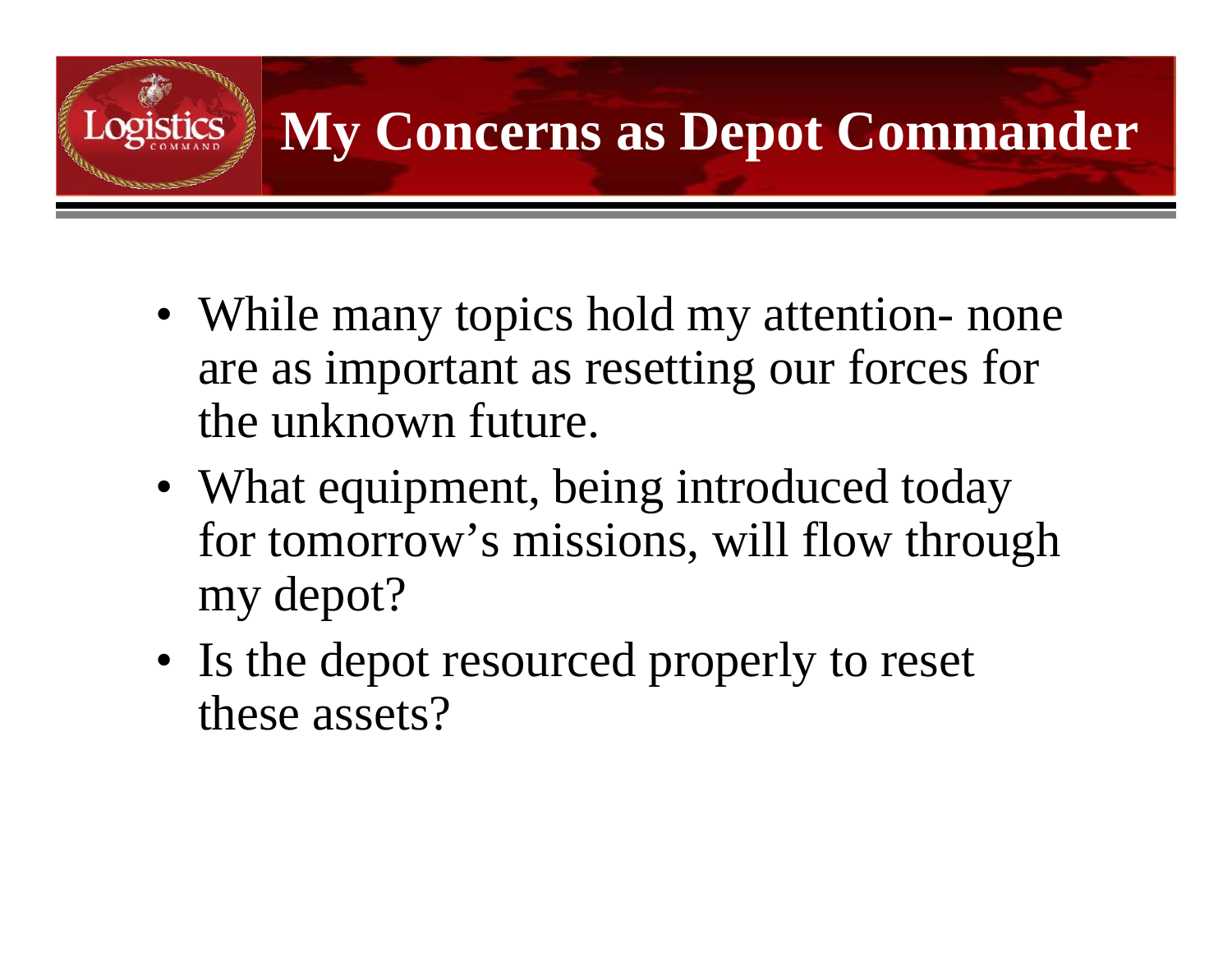# My Concerns as Depot Commander

- While many topics hold my attention- none are as important as resetting our forces for the unknown future.
- What equipment, being introduced today for tomorrow's missions, will flow through my depot?
- Is the depot resourced properly to reset these assets?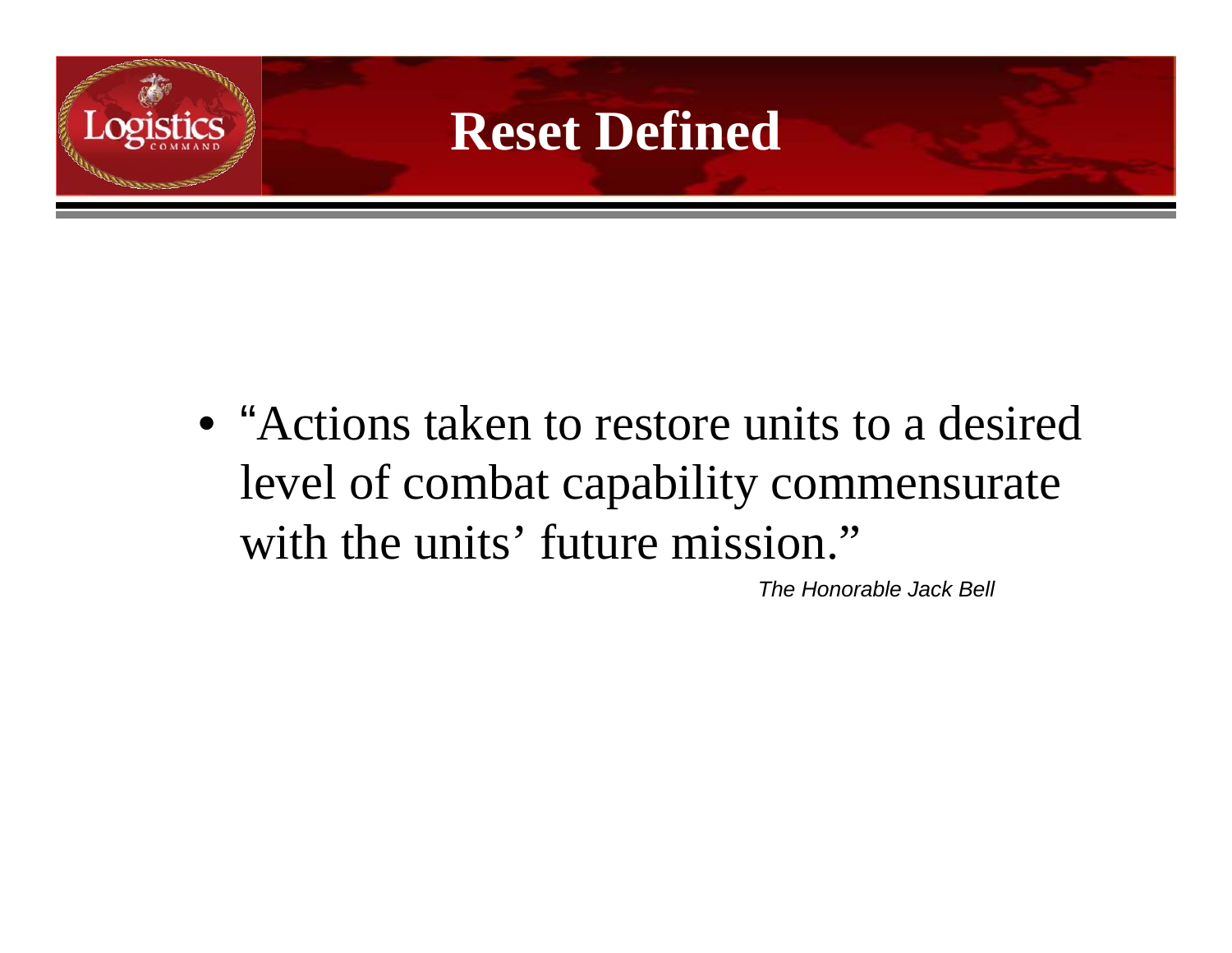# Reset Defined

- "Actions taken to restore units to a desired level of combat capability commensurate with the units' future mission."

*The Honorable Jack Bell*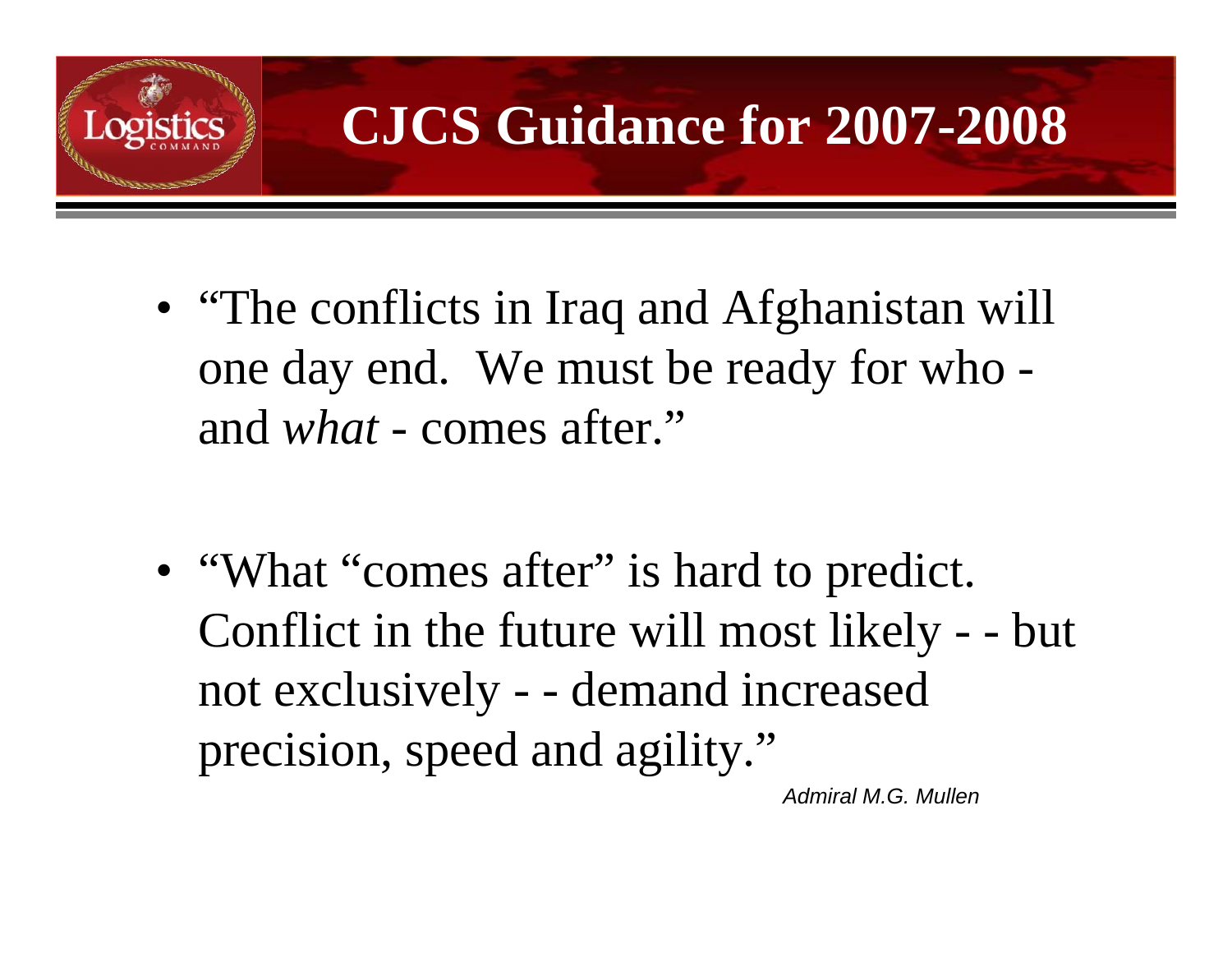# CJCS Guidance for 2007-2008

- "The conflicts in Iraq and Afghanistan will one day end. We must be ready for who - and *what* - comes after."

- "What "comes after" is hard to predict. Conflict in the future will most likely - - but not exclusively - - demand increased precision, speed and agility."

*Admiral M.G. Mullen*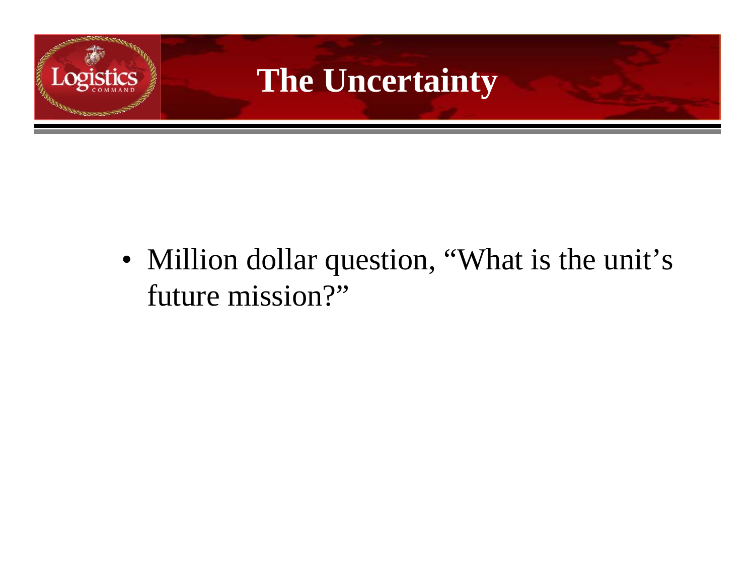# The Uncertainty

- Million dollar question, “What is the unit’s future mission?”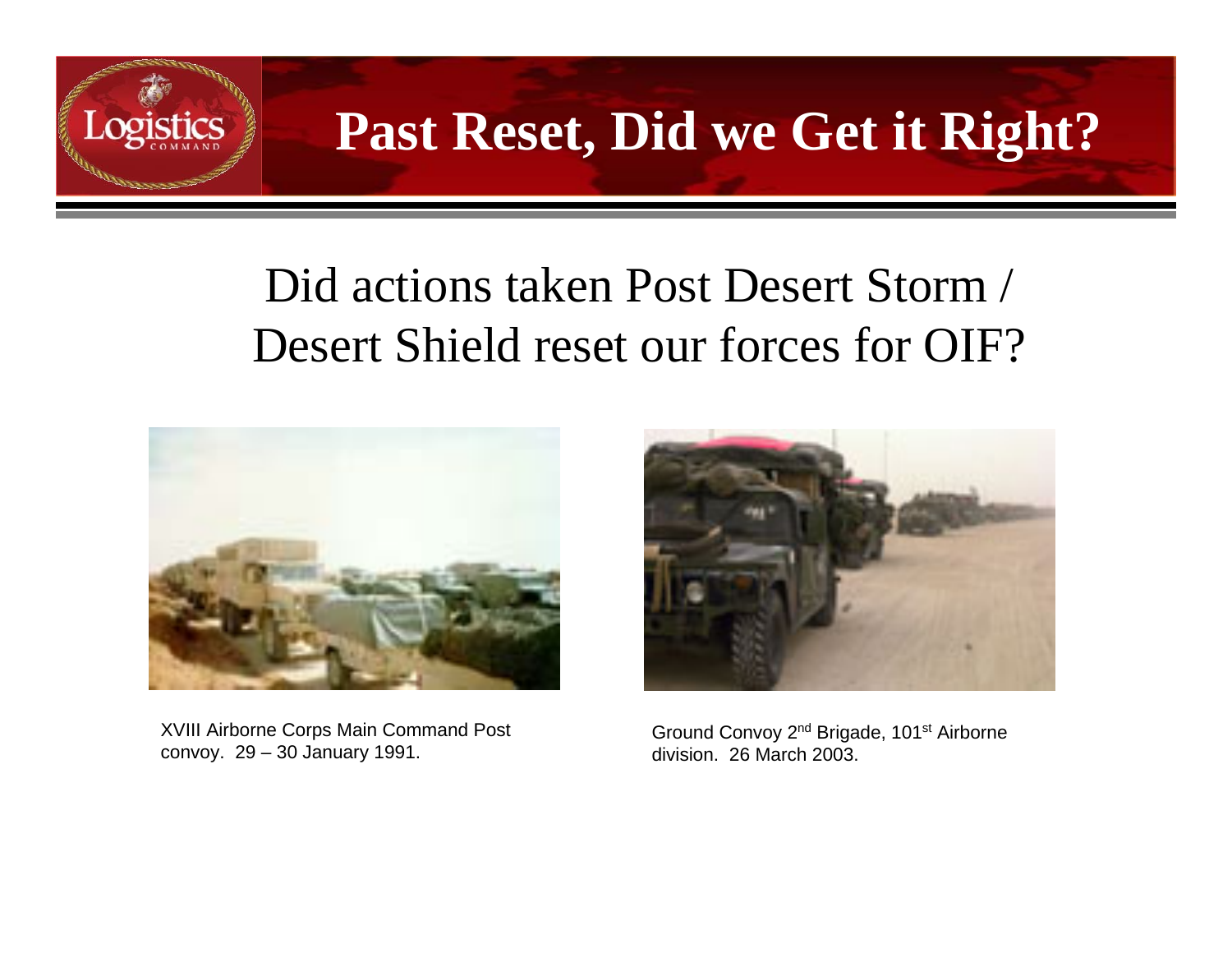# Past Reset, Did we Get it Right?

Did actions taken Post Desert Storm / Desert Shield reset our forces for OIF?

XVIII Airborne Corps Main Command Post convoy. 29 – 30 January 1991.

Ground Convoy 2nd Brigade, 101st Airborne division. 26 March 2003.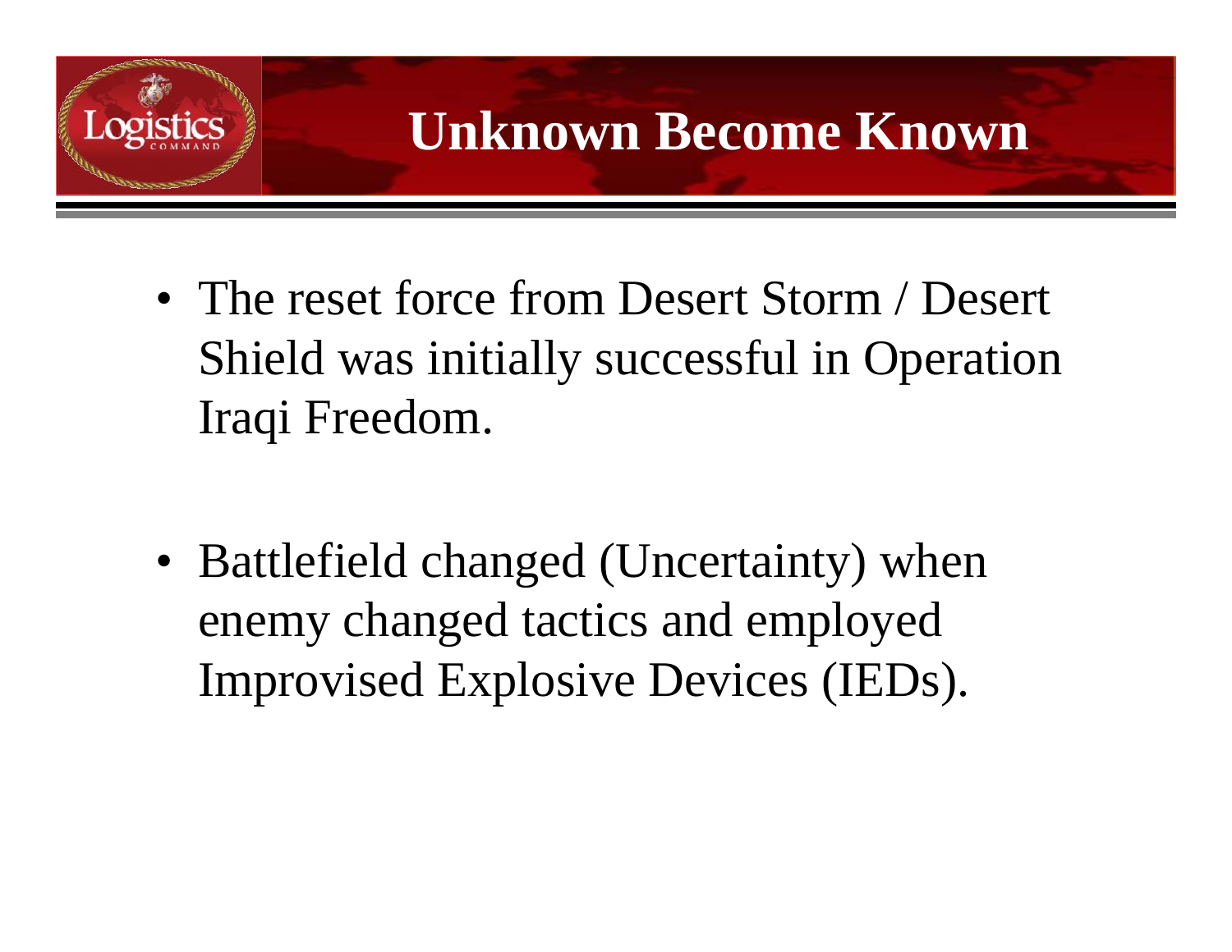# Unknown Become Known

- The reset force from Desert Storm / Desert Shield was initially successful in Operation Iraqi Freedom.

- Battlefield changed (Uncertainty) when enemy changed tactics and employed Improvised Explosive Devices (IEDs).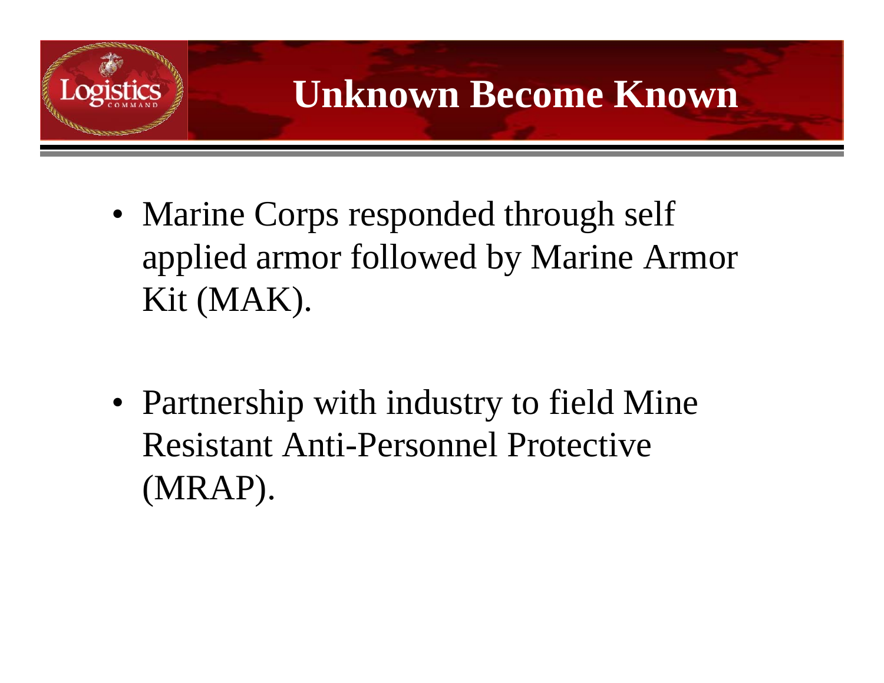# Unknown Become Known

- Marine Corps responded through self applied armor followed by Marine Armor Kit (MAK).
- Partnership with industry to field Mine Resistant Anti-Personnel Protective (MRAP).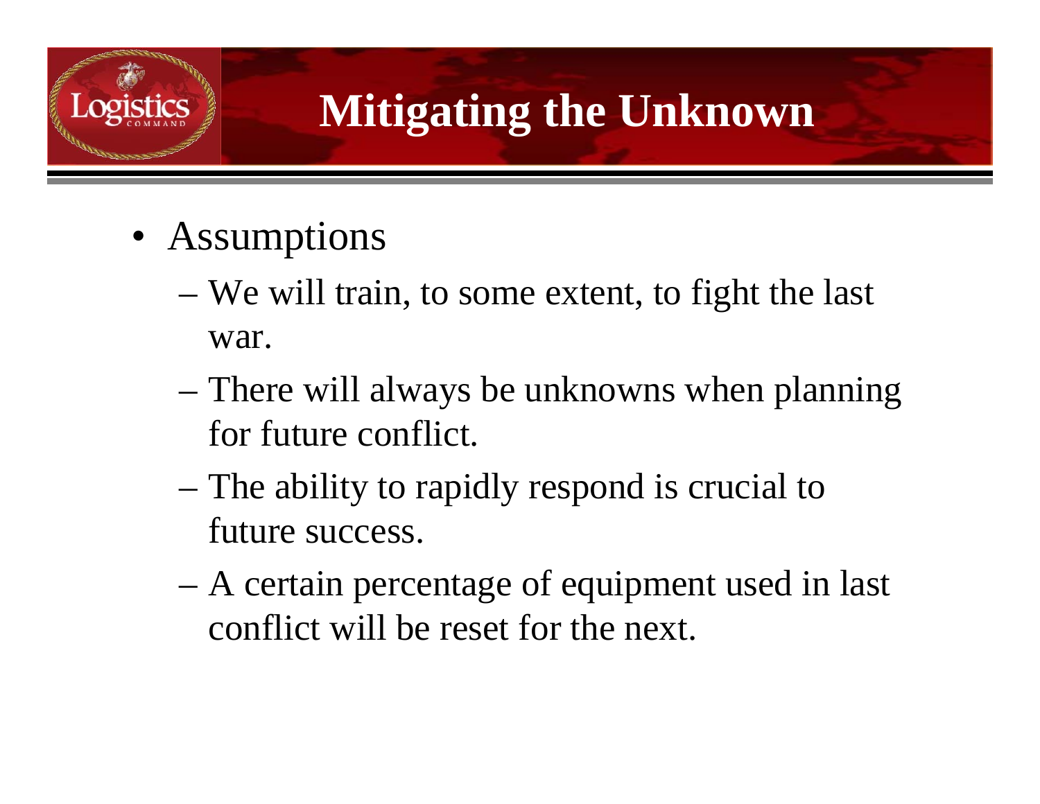# Mitigating the Unknown

- Assumptions
  - We will train, to some extent, to fight the last war.
  - There will always be unknowns when planning for future conflict.
  - The ability to rapidly respond is crucial to future success.
  - A certain percentage of equipment used in last conflict will be reset for the next.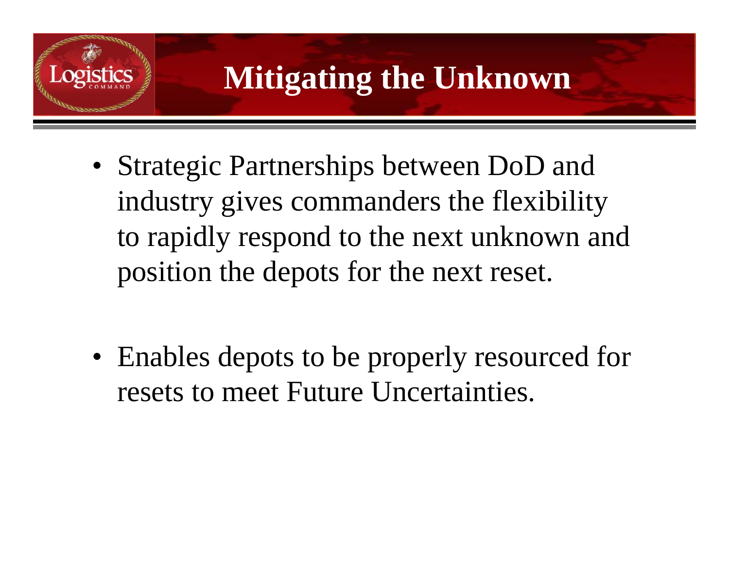# Mitigating the Unknown

- Strategic Partnerships between DoD and industry gives commanders the flexibility to rapidly respond to the next unknown and position the depots for the next reset.

- Enables depots to be properly resourced for resets to meet Future Uncertainties.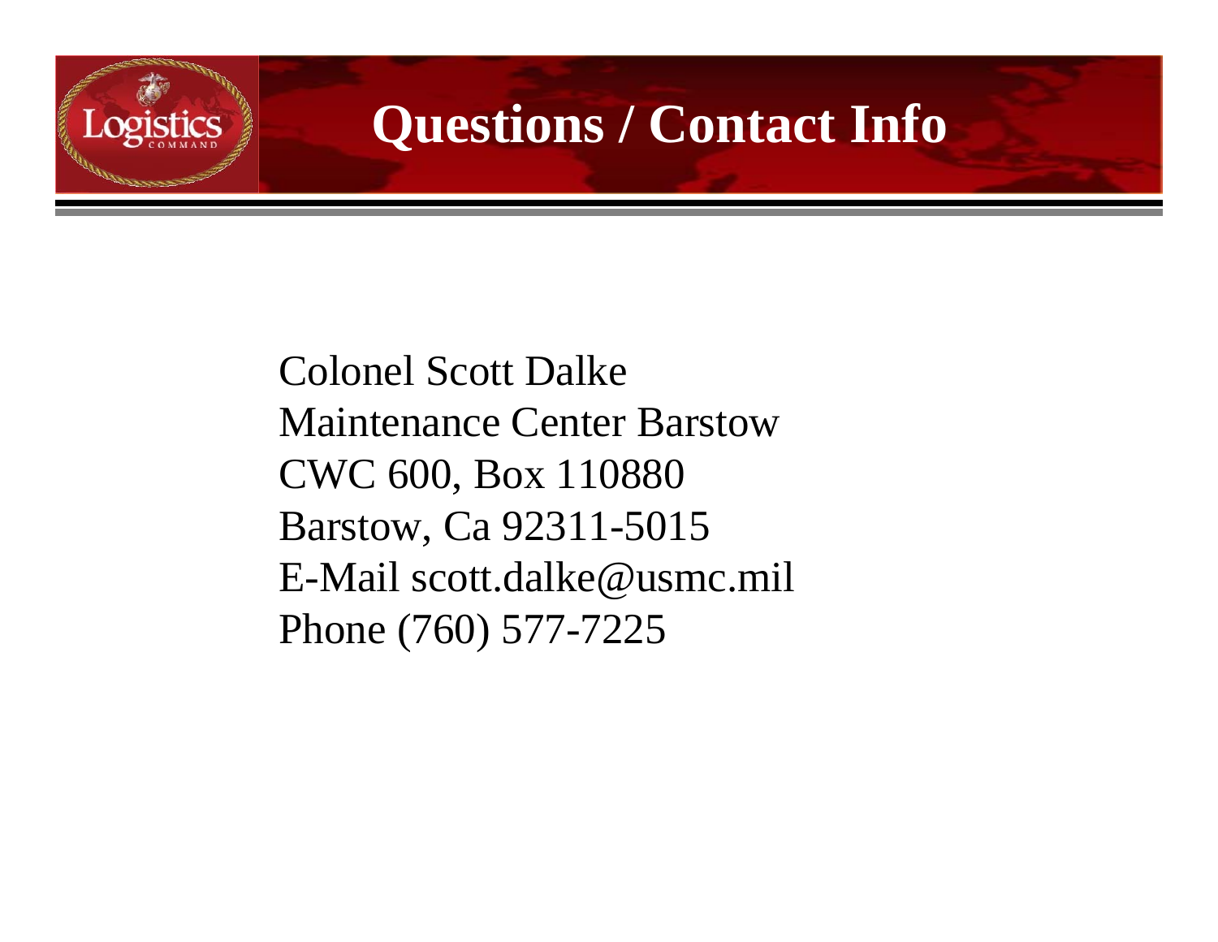# Questions / Contact Info

Colonel Scott Dalke
Maintenance Center Barstow
CWC 600, Box 110880
Barstow, Ca 92311-5015
E-Mail scott.dalke@usmc.mil
Phone (760) 577-7225